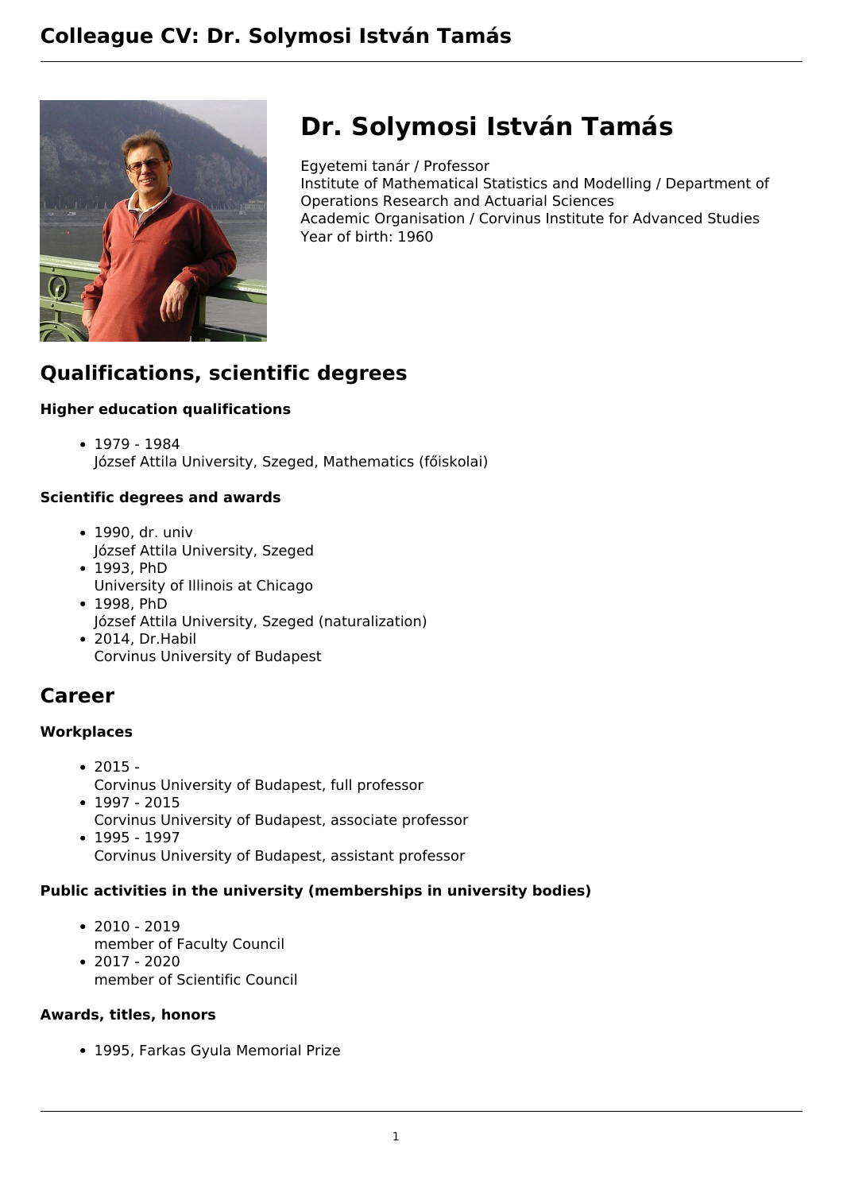# Colleague CV: Dr. Solymosi István Tamás

## Dr. Solymosi István Tamás

Egyetemi tanár / Professor
Institute of Mathematical Statistics and Modelling / Department of Operations Research and Actuarial Sciences
Academic Organisation / Corvinus Institute for Advanced Studies
Year of birth: 1960

## Qualifications, scientific degrees

### Higher education qualifications

- 1979 - 1984
  József Attila University, Szeged, Mathematics (főiskolai)

### Scientific degrees and awards

- 1990, dr. univ
  József Attila University, Szeged
- 1993, PhD
  University of Illinois at Chicago
- 1998, PhD
  József Attila University, Szeged (naturalization)
- 2014, Dr.Habil
  Corvinus University of Budapest

## Career

### Workplaces

- 2015 -
  Corvinus University of Budapest, full professor
- 1997 - 2015
  Corvinus University of Budapest, associate professor
- 1995 - 1997
  Corvinus University of Budapest, assistant professor

### Public activities in the university (memberships in university bodies)

- 2010 - 2019
  member of Faculty Council
- 2017 - 2020
  member of Scientific Council

### Awards, titles, honors

- 1995, Farkas Gyula Memorial Prize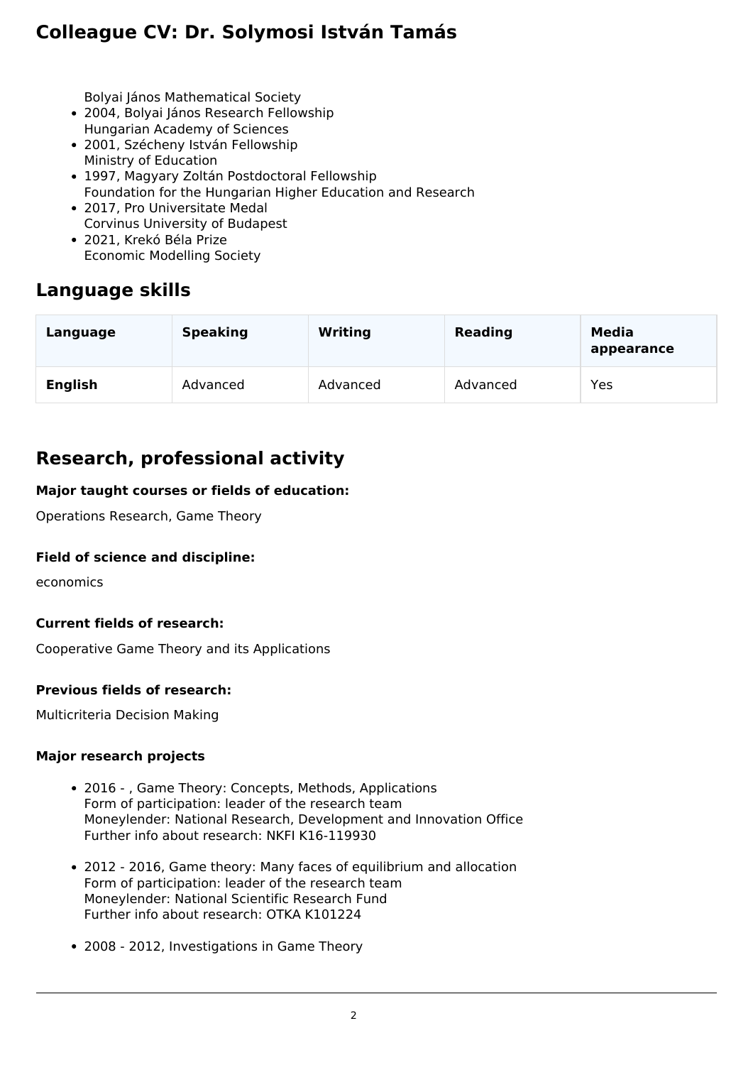Bolyai János Mathematical Society

- 2004, Bolyai János Research Fellowship
  Hungarian Academy of Sciences
- 2001, Szécheny István Fellowship
  Ministry of Education
- 1997, Magyary Zoltán Postdoctoral Fellowship
  Foundation for the Hungarian Higher Education and Research
- 2017, Pro Universitate Medal
  Corvinus University of Budapest
- 2021, Krekó Béla Prize
  Economic Modelling Society

## Language skills

| Language | Speaking | Writing | Reading | Media appearance |
|---|---|---|---|---|
| **English** | Advanced | Advanced | Advanced | Yes |

## Research, professional activity

**Major taught courses or fields of education:**

Operations Research, Game Theory

**Field of science and discipline:**

economics

**Current fields of research:**

Cooperative Game Theory and its Applications

**Previous fields of research:**

Multicriteria Decision Making

**Major research projects**

- 2016 - , Game Theory: Concepts, Methods, Applications
  Form of participation: leader of the research team
  Moneylender: National Research, Development and Innovation Office
  Further info about research: NKFI K16-119930

- 2012 - 2016, Game theory: Many faces of equilibrium and allocation
  Form of participation: leader of the research team
  Moneylender: National Scientific Research Fund
  Further info about research: OTKA K101224

- 2008 - 2012, Investigations in Game Theory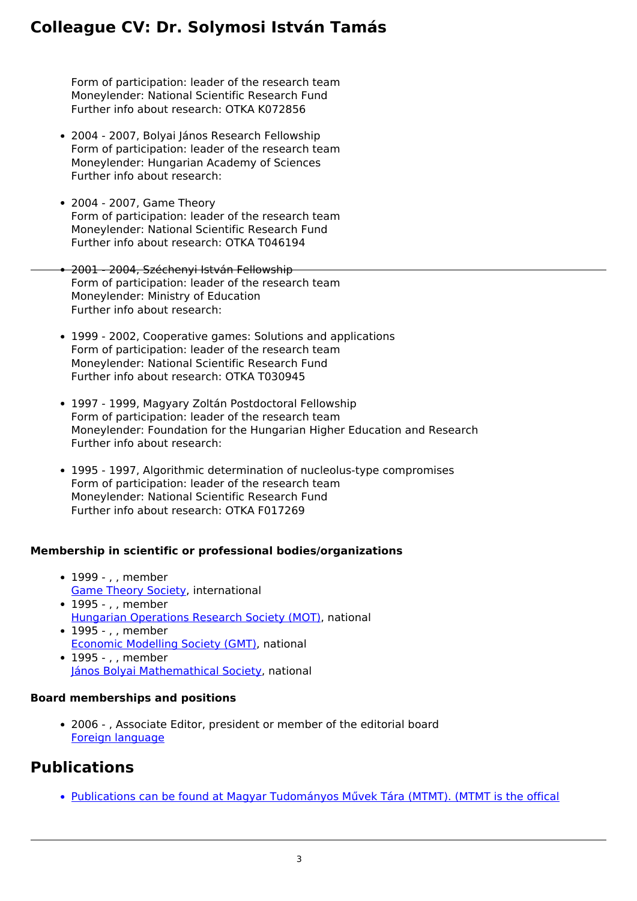Form of participation: leader of the research team
Moneylender: National Scientific Research Fund
Further info about research: OTKA K072856

- 2004 - 2007, Bolyai János Research Fellowship
  Form of participation: leader of the research team
  Moneylender: Hungarian Academy of Sciences
  Further info about research:

- 2004 - 2007, Game Theory
  Form of participation: leader of the research team
  Moneylender: National Scientific Research Fund
  Further info about research: OTKA T046194

- 2001 - 2004, Széchenyi István Fellowship
  Form of participation: leader of the research team
  Moneylender: Ministry of Education
  Further info about research:

- 1999 - 2002, Cooperative games: Solutions and applications
  Form of participation: leader of the research team
  Moneylender: National Scientific Research Fund
  Further info about research: OTKA T030945

- 1997 - 1999, Magyary Zoltán Postdoctoral Fellowship
  Form of participation: leader of the research team
  Moneylender: Foundation for the Hungarian Higher Education and Research
  Further info about research:

- 1995 - 1997, Algorithmic determination of nucleolus-type compromises
  Form of participation: leader of the research team
  Moneylender: National Scientific Research Fund
  Further info about research: OTKA F017269

#### Membership in scientific or professional bodies/organizations

- 1999 - , , member
  Game Theory Society, international
- 1995 - , , member
  Hungarian Operations Research Society (MOT), national
- 1995 - , , member
  Economic Modelling Society (GMT), national
- 1995 - , , member
  János Bolyai Mathemathical Society, national

#### Board memberships and positions

- 2006 - , Associate Editor, president or member of the editorial board
  Foreign language

## Publications

- Publications can be found at Magyar Tudományos Művek Tára (MTMT). (MTMT is the offical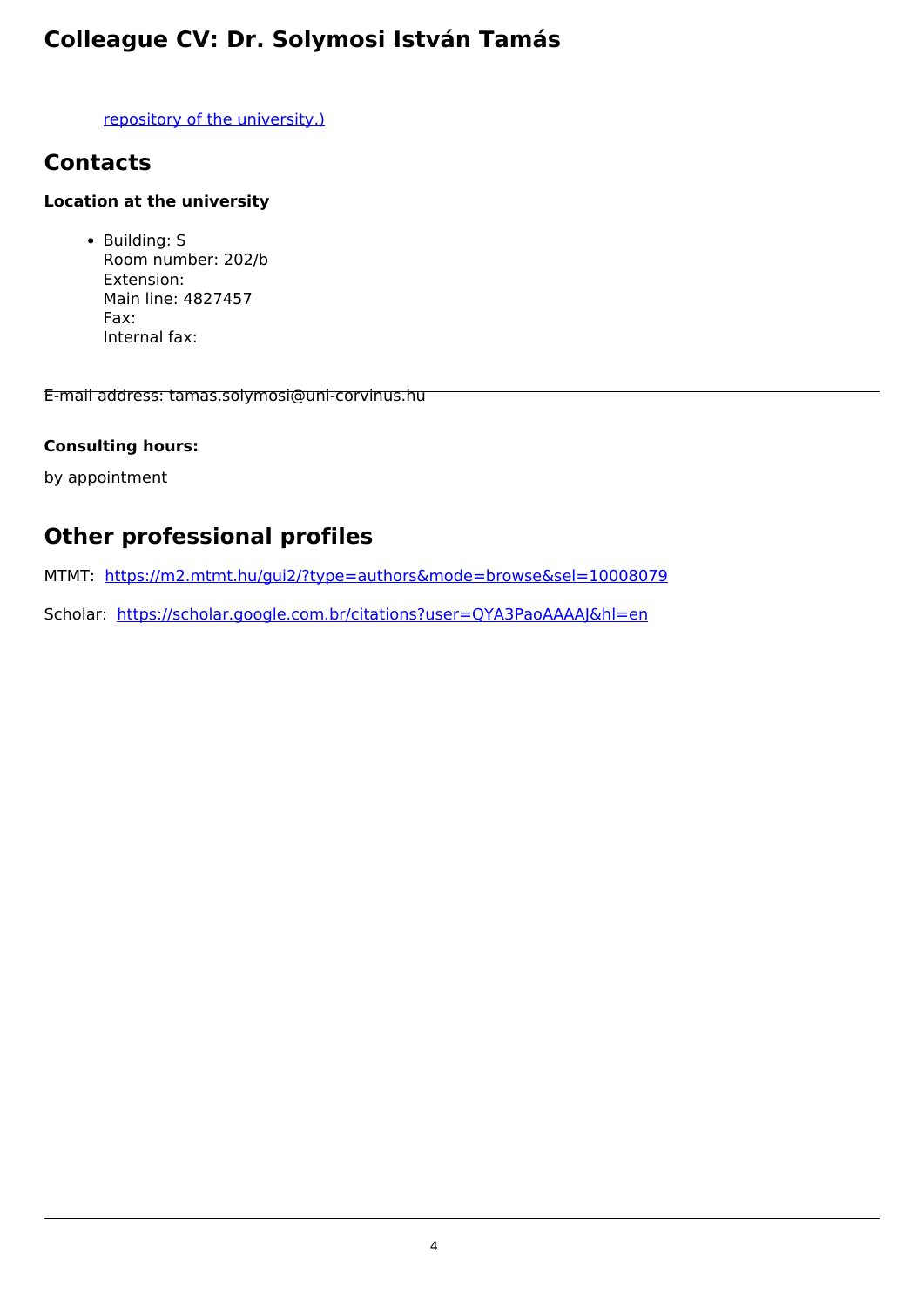[repository of the university.)](#)

## Contacts

**Location at the university**

- Building: S
  Room number: 202/b
  Extension:
  Main line: 4827457
  Fax:
  Internal fax:

E-mail address: tamas.solymosi@uni-corvinus.hu

**Consulting hours:**

by appointment

## Other professional profiles

MTMT: https://m2.mtmt.hu/gui2/?type=authors&mode=browse&sel=10008079

Scholar: https://scholar.google.com.br/citations?user=QYA3PaoAAAAJ&hl=en